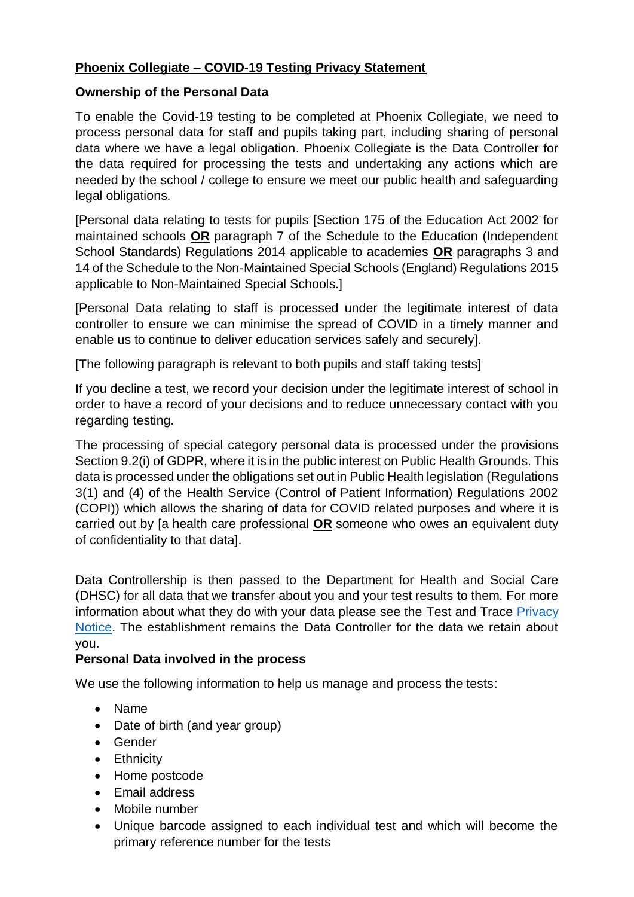**Phoenix Collegiate – COVID-19 Testing Privacy Statement**

**Ownership of the Personal Data**

To enable the Covid-19 testing to be completed at Phoenix Collegiate, we need to process personal data for staff and pupils taking part, including sharing of personal data where we have a legal obligation. Phoenix Collegiate is the Data Controller for the data required for processing the tests and undertaking any actions which are needed by the school / college to ensure we meet our public health and safeguarding legal obligations.

[Personal data relating to tests for pupils [Section 175 of the Education Act 2002 for maintained schools **OR** paragraph 7 of the Schedule to the Education (Independent School Standards) Regulations 2014 applicable to academies **OR** paragraphs 3 and 14 of the Schedule to the Non-Maintained Special Schools (England) Regulations 2015 applicable to Non-Maintained Special Schools.]

[Personal Data relating to staff is processed under the legitimate interest of data controller to ensure we can minimise the spread of COVID in a timely manner and enable us to continue to deliver education services safely and securely].

[The following paragraph is relevant to both pupils and staff taking tests]

If you decline a test, we record your decision under the legitimate interest of school in order to have a record of your decisions and to reduce unnecessary contact with you regarding testing.

The processing of special category personal data is processed under the provisions Section 9.2(i) of GDPR, where it is in the public interest on Public Health Grounds. This data is processed under the obligations set out in Public Health legislation (Regulations 3(1) and (4) of the Health Service (Control of Patient Information) Regulations 2002 (COPI)) which allows the sharing of data for COVID related purposes and where it is carried out by [a health care professional **OR** someone who owes an equivalent duty of confidentiality to that data].

Data Controllership is then passed to the Department for Health and Social Care (DHSC) for all data that we transfer about you and your test results to them. For more information about what they do with your data please see the Test and Trace Privacy Notice. The establishment remains the Data Controller for the data we retain about you.

**Personal Data involved in the process**

We use the following information to help us manage and process the tests:

- Name
- Date of birth (and year group)
- Gender
- Ethnicity
- Home postcode
- Email address
- Mobile number
- Unique barcode assigned to each individual test and which will become the primary reference number for the tests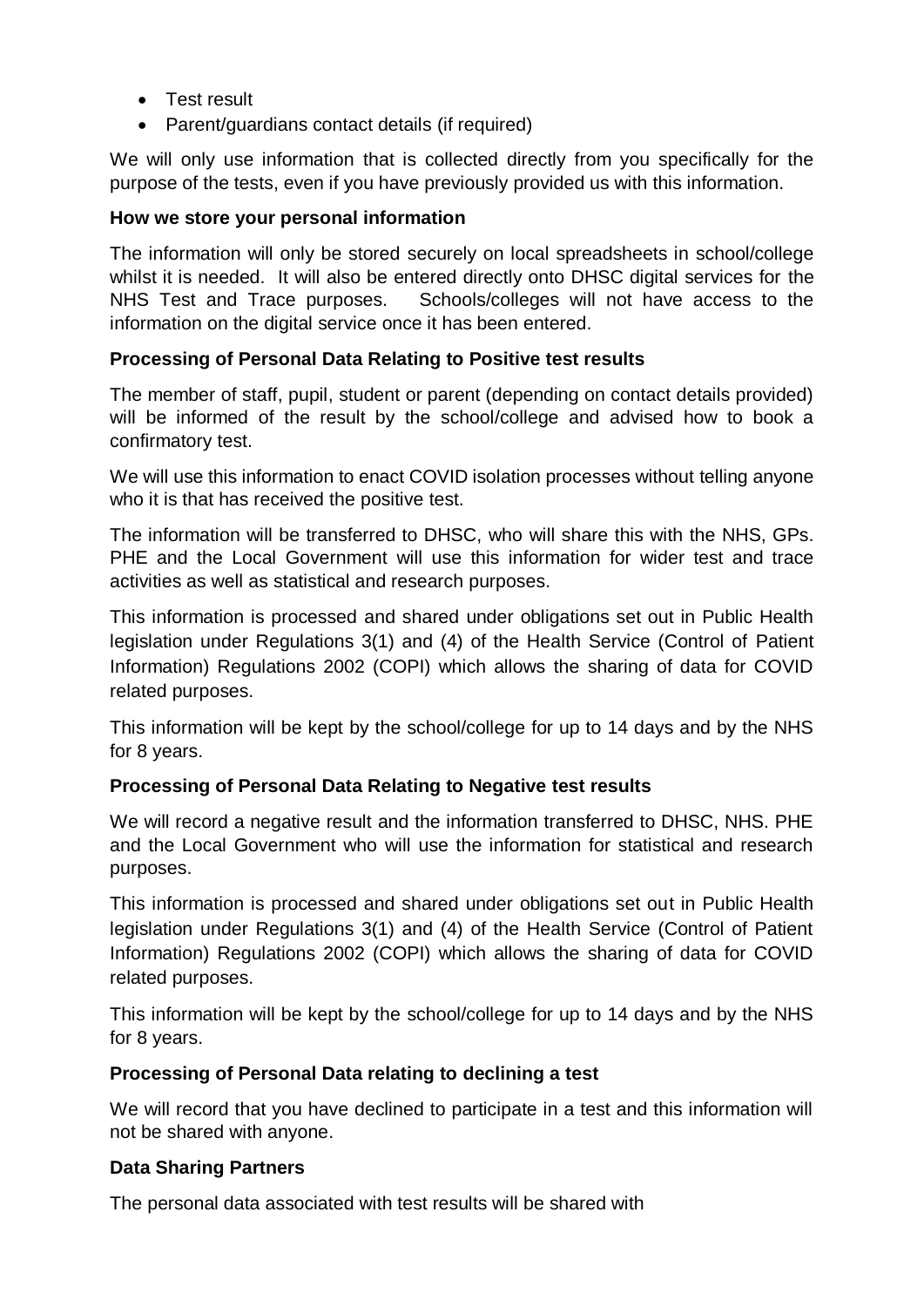- Test result
- Parent/guardians contact details (if required)

We will only use information that is collected directly from you specifically for the purpose of the tests, even if you have previously provided us with this information.

**How we store your personal information**

The information will only be stored securely on local spreadsheets in school/college whilst it is needed. It will also be entered directly onto DHSC digital services for the NHS Test and Trace purposes. Schools/colleges will not have access to the information on the digital service once it has been entered.

**Processing of Personal Data Relating to Positive test results**

The member of staff, pupil, student or parent (depending on contact details provided) will be informed of the result by the school/college and advised how to book a confirmatory test.

We will use this information to enact COVID isolation processes without telling anyone who it is that has received the positive test.

The information will be transferred to DHSC, who will share this with the NHS, GPs. PHE and the Local Government will use this information for wider test and trace activities as well as statistical and research purposes.

This information is processed and shared under obligations set out in Public Health legislation under Regulations 3(1) and (4) of the Health Service (Control of Patient Information) Regulations 2002 (COPI) which allows the sharing of data for COVID related purposes.

This information will be kept by the school/college for up to 14 days and by the NHS for 8 years.

**Processing of Personal Data Relating to Negative test results**

We will record a negative result and the information transferred to DHSC, NHS. PHE and the Local Government who will use the information for statistical and research purposes.

This information is processed and shared under obligations set out in Public Health legislation under Regulations 3(1) and (4) of the Health Service (Control of Patient Information) Regulations 2002 (COPI) which allows the sharing of data for COVID related purposes.

This information will be kept by the school/college for up to 14 days and by the NHS for 8 years.

**Processing of Personal Data relating to declining a test**

We will record that you have declined to participate in a test and this information will not be shared with anyone.

**Data Sharing Partners**

The personal data associated with test results will be shared with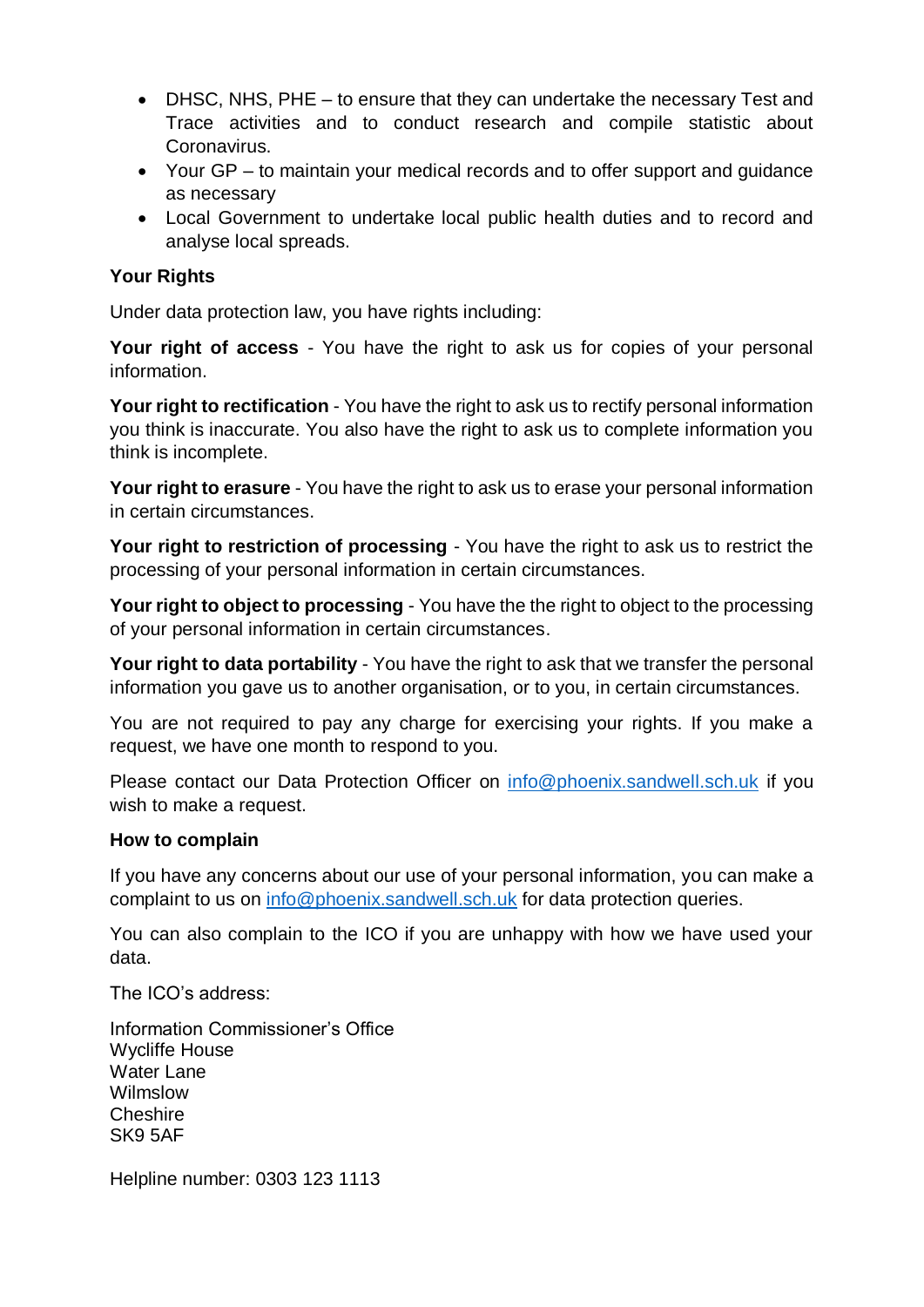- DHSC, NHS, PHE – to ensure that they can undertake the necessary Test and Trace activities and to conduct research and compile statistic about Coronavirus.
- Your GP – to maintain your medical records and to offer support and guidance as necessary
- Local Government to undertake local public health duties and to record and analyse local spreads.

**Your Rights**

Under data protection law, you have rights including:

**Your right of access** - You have the right to ask us for copies of your personal information.

**Your right to rectification** - You have the right to ask us to rectify personal information you think is inaccurate. You also have the right to ask us to complete information you think is incomplete.

**Your right to erasure** - You have the right to ask us to erase your personal information in certain circumstances.

**Your right to restriction of processing** - You have the right to ask us to restrict the processing of your personal information in certain circumstances.

**Your right to object to processing** - You have the the right to object to the processing of your personal information in certain circumstances.

**Your right to data portability** - You have the right to ask that we transfer the personal information you gave us to another organisation, or to you, in certain circumstances.

You are not required to pay any charge for exercising your rights. If you make a request, we have one month to respond to you.

Please contact our Data Protection Officer on info@phoenix.sandwell.sch.uk if you wish to make a request.

**How to complain**

If you have any concerns about our use of your personal information, you can make a complaint to us on info@phoenix.sandwell.sch.uk for data protection queries.

You can also complain to the ICO if you are unhappy with how we have used your data.

The ICO's address:

Information Commissioner's Office
Wycliffe House
Water Lane
Wilmslow
Cheshire
SK9 5AF

Helpline number: 0303 123 1113